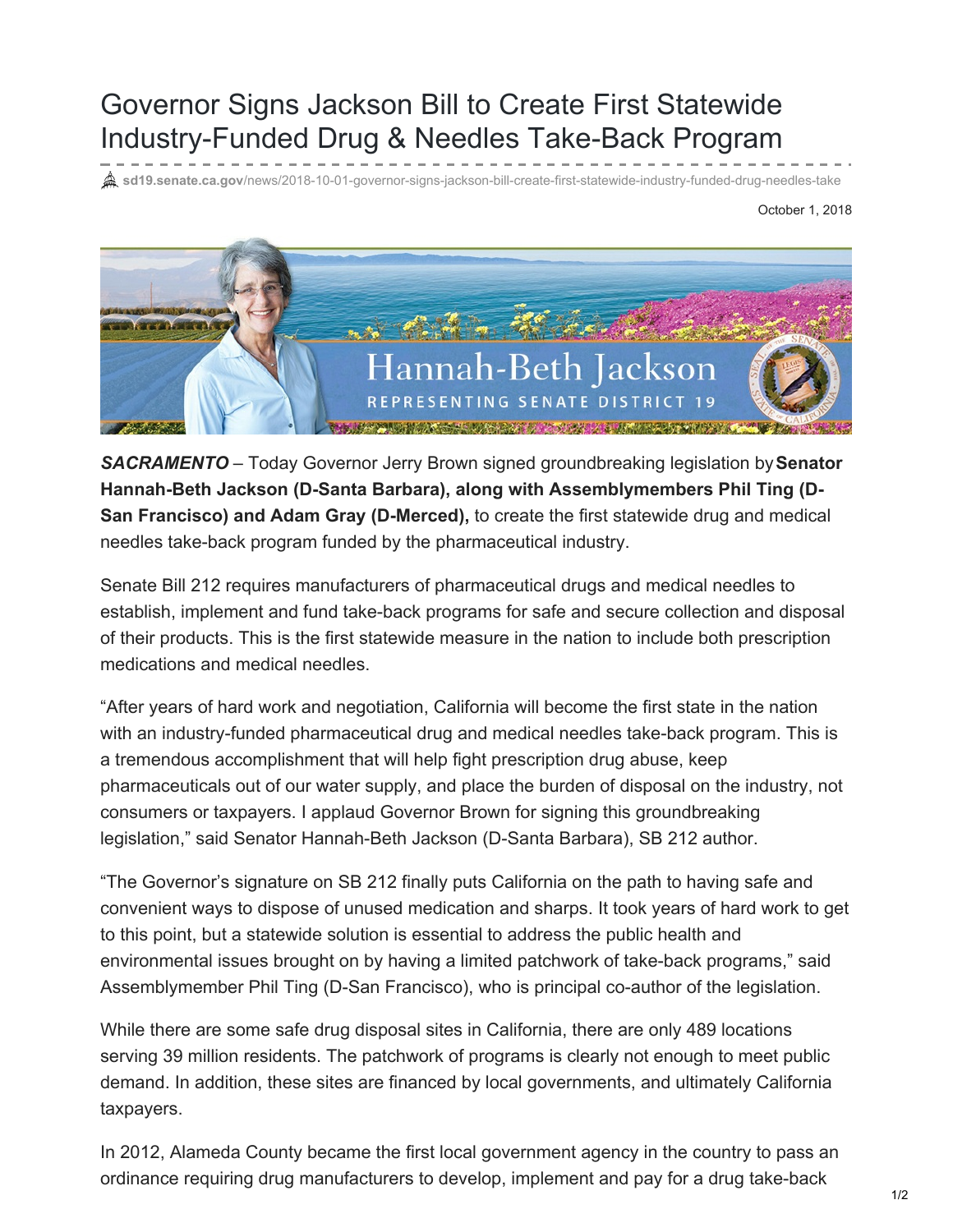# Governor Signs Jackson Bill to Create First Statewide Industry-Funded Drug & Needles Take-Back Program

sd19.senate.ca.gov/news/2018-10-01-governor-signs-jackson-bill-create-first-statewide-industry-funded-drug-needles-take

October 1, 2018

***SACRAMENTO*** – Today Governor Jerry Brown signed groundbreaking legislation by **Senator Hannah-Beth Jackson (D-Santa Barbara), along with Assemblymembers Phil Ting (D-San Francisco) and Adam Gray (D-Merced),** to create the first statewide drug and medical needles take-back program funded by the pharmaceutical industry.

Senate Bill 212 requires manufacturers of pharmaceutical drugs and medical needles to establish, implement and fund take-back programs for safe and secure collection and disposal of their products. This is the first statewide measure in the nation to include both prescription medications and medical needles.

“After years of hard work and negotiation, California will become the first state in the nation with an industry-funded pharmaceutical drug and medical needles take-back program. This is a tremendous accomplishment that will help fight prescription drug abuse, keep pharmaceuticals out of our water supply, and place the burden of disposal on the industry, not consumers or taxpayers. I applaud Governor Brown for signing this groundbreaking legislation,” said Senator Hannah-Beth Jackson (D-Santa Barbara), SB 212 author.

“The Governor’s signature on SB 212 finally puts California on the path to having safe and convenient ways to dispose of unused medication and sharps. It took years of hard work to get to this point, but a statewide solution is essential to address the public health and environmental issues brought on by having a limited patchwork of take-back programs,” said Assemblymember Phil Ting (D-San Francisco), who is principal co-author of the legislation.

While there are some safe drug disposal sites in California, there are only 489 locations serving 39 million residents. The patchwork of programs is clearly not enough to meet public demand. In addition, these sites are financed by local governments, and ultimately California taxpayers.

In 2012, Alameda County became the first local government agency in the country to pass an ordinance requiring drug manufacturers to develop, implement and pay for a drug take-back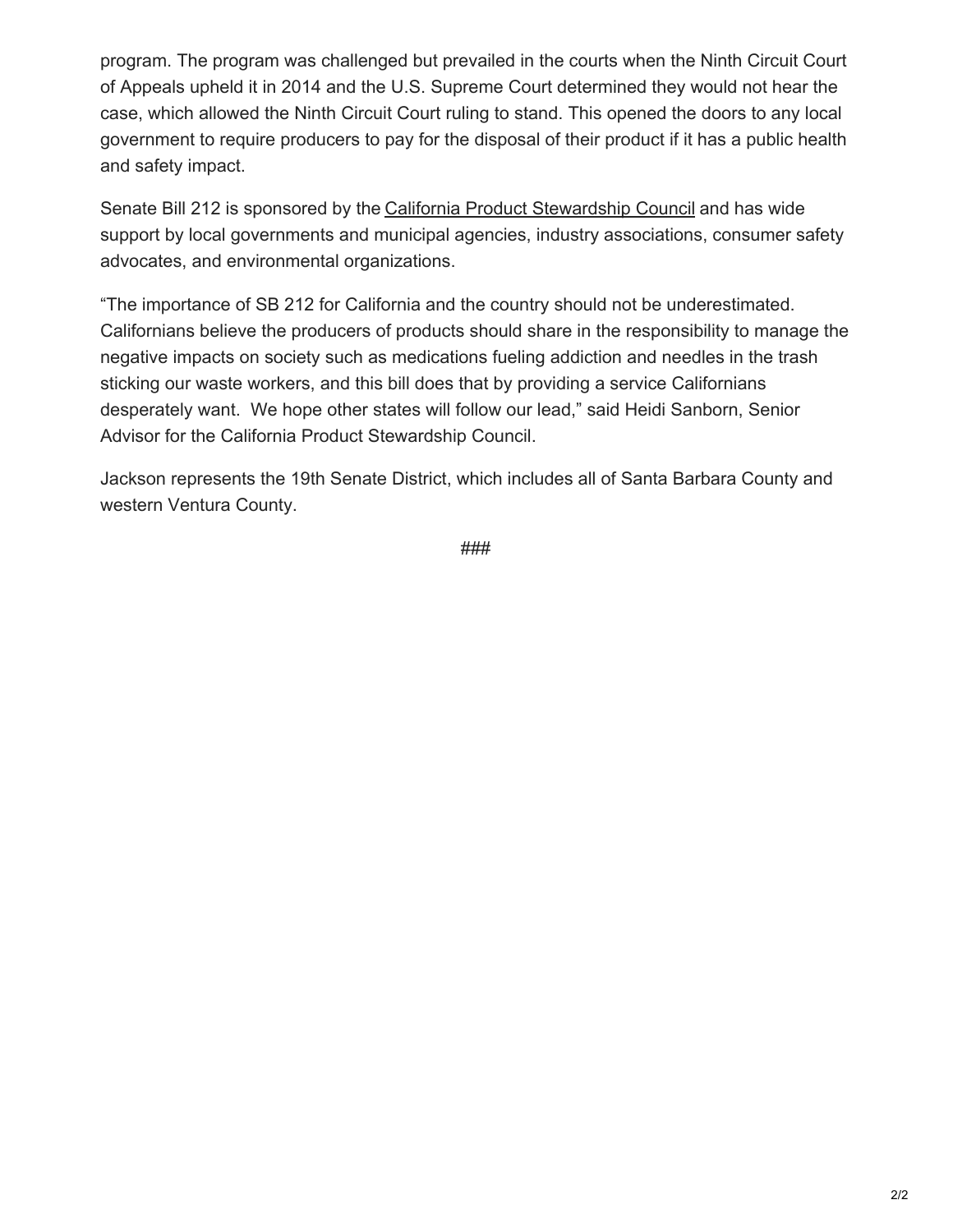program. The program was challenged but prevailed in the courts when the Ninth Circuit Court of Appeals upheld it in 2014 and the U.S. Supreme Court determined they would not hear the case, which allowed the Ninth Circuit Court ruling to stand. This opened the doors to any local government to require producers to pay for the disposal of their product if it has a public health and safety impact.

Senate Bill 212 is sponsored by the California Product Stewardship Council and has wide support by local governments and municipal agencies, industry associations, consumer safety advocates, and environmental organizations.

"The importance of SB 212 for California and the country should not be underestimated. Californians believe the producers of products should share in the responsibility to manage the negative impacts on society such as medications fueling addiction and needles in the trash sticking our waste workers, and this bill does that by providing a service Californians desperately want. We hope other states will follow our lead," said Heidi Sanborn, Senior Advisor for the California Product Stewardship Council.

Jackson represents the 19th Senate District, which includes all of Santa Barbara County and western Ventura County.

###